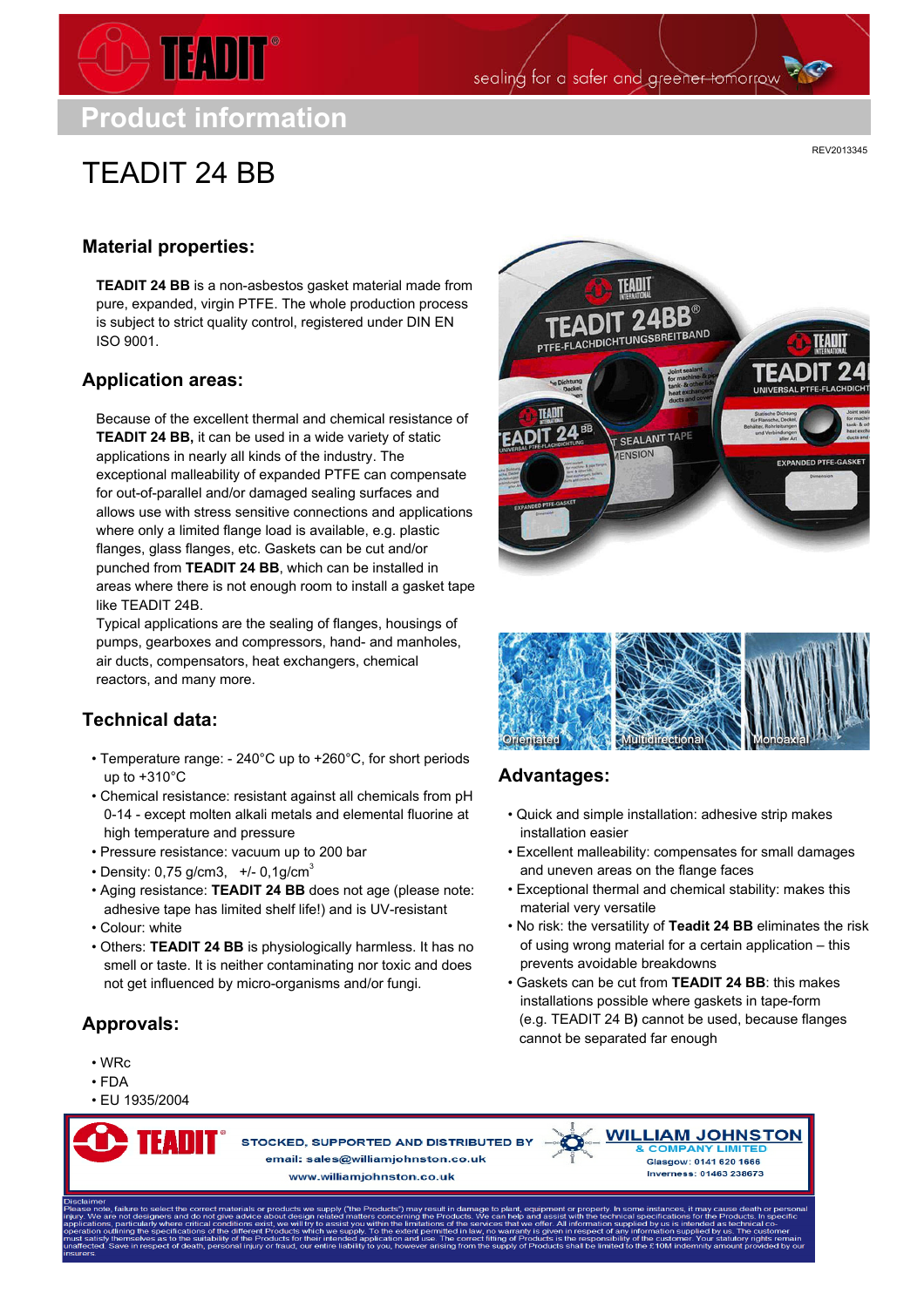# Product information

REV2013345

# TEADIT 24 BB

## Material properties:

**TEADIT 24 BB** is a non-asbestos gasket material made from pure, expanded, virgin PTFE. The whole production process is subject to strict quality control, registered under DIN EN ISO 9001.

## Application areas:

Because of the excellent thermal and chemical resistance of **TEADIT 24 BB,** it can be used in a wide variety of static applications in nearly all kinds of the industry. The exceptional malleability of expanded PTFE can compensate for out-of-parallel and/or damaged sealing surfaces and allows use with stress sensitive connections and applications where only a limited flange load is available, e.g. plastic flanges, glass flanges, etc. Gaskets can be cut and/or punched from **TEADIT 24 BB**, which can be installed in areas where there is not enough room to install a gasket tape like TEADIT 24B.

Typical applications are the sealing of flanges, housings of pumps, gearboxes and compressors, hand- and manholes, air ducts, compensators, heat exchangers, chemical reactors, and many more.

## Technical data:

- Temperature range: - 240°C up to +260°C, for short periods up to +310°C
- Chemical resistance: resistant against all chemicals from pH 0-14 - except molten alkali metals and elemental fluorine at high temperature and pressure
- Pressure resistance: vacuum up to 200 bar
- Density: 0,75 g/cm3, +/- 0,1g/cm$^3$
- Aging resistance: **TEADIT 24 BB** does not age (please note: adhesive tape has limited shelf life!) and is UV-resistant
- Colour: white
- Others: **TEADIT 24 BB** is physiologically harmless. It has no smell or taste. It is neither contaminating nor toxic and does not get influenced by micro-organisms and/or fungi.

## Approvals:

- WRc
- FDA
- EU 1935/2004

Orientated | Multidirectional | Monoaxial

## Advantages:

- Quick and simple installation: adhesive strip makes installation easier
- Excellent malleability: compensates for small damages and uneven areas on the flange faces
- Exceptional thermal and chemical stability: makes this material very versatile
- No risk: the versatility of **Teadit 24 BB** eliminates the risk of using wrong material for a certain application – this prevents avoidable breakdowns
- Gaskets can be cut from **TEADIT 24 BB**: this makes installations possible where gaskets in tape-form (e.g. TEADIT 24 B**)** cannot be used, because flanges cannot be separated far enough

STOCKED, SUPPORTED AND DISTRIBUTED BY
email: sales@williamjohnston.co.uk
www.williamjohnston.co.uk

WILLIAM JOHNSTON & COMPANY LIMITED
Glasgow: 0141 620 1666
Inverness: 01463 238673

Disclaimer
Please note, failure to select the correct materials or products we supply ("the Products") may result in damage to plant, equipment or property. In some instances, it may cause death or personal injury. We are not designers and do not give advice about design related matters concerning the Products. We can help and assist with the technical specifications for the Products. In specific applications, particularly where critical conditions exist, we will try to assist you within the limitations of the services that we offer. All information supplied by us is intended as technical co-operation outlining the specifications of the different Products which we supply. To the extent permitted in law, no warranty is given in respect of any information supplied by us. The customer must satisfy themselves as to the suitability of the Products for their intended application and use. The correct fitting of Products is the responsibility of the customer. Your statutory rights remain unaffected. Save in respect of death, personal injury or fraud, our entire liability to you, however arising from the supply of Products shall be limited to the £10M indemnity amount provided by our insurers.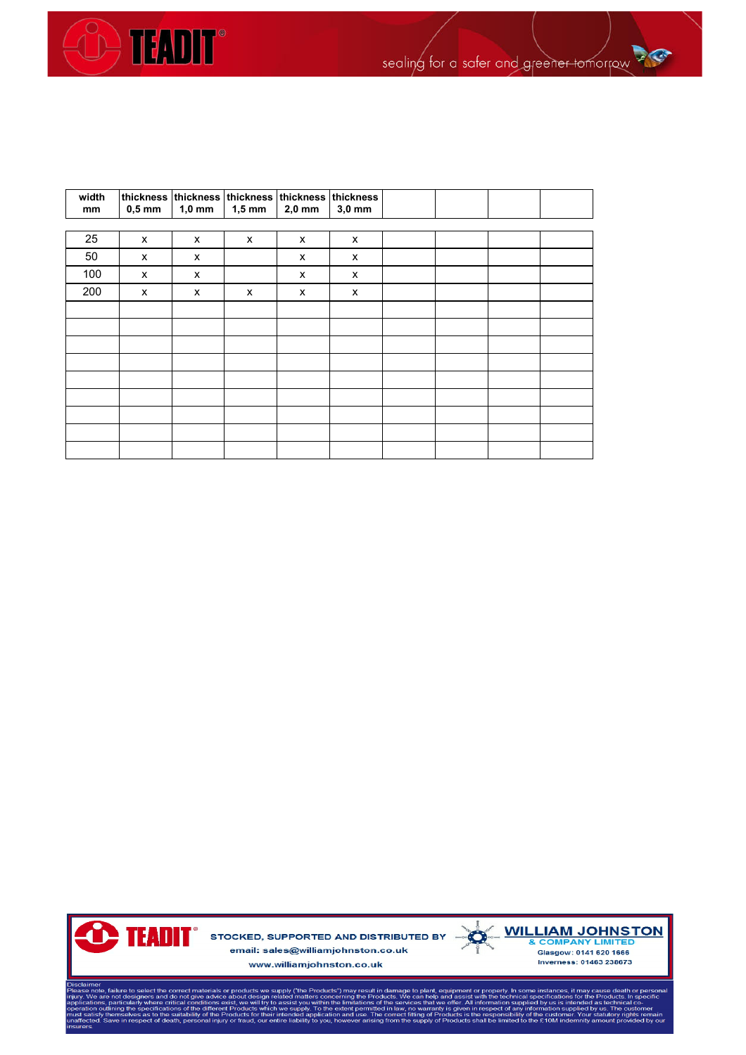| width mm | thickness 0,5 mm | thickness 1,0 mm | thickness 1,5 mm | thickness 2,0 mm | thickness 3,0 mm | | | | |
|---|---|---|---|---|---|---|---|---|---|
| 25 | x | x | x | x | x | | | | |
| 50 | x | x | | x | x | | | | |
| 100 | x | x | | x | x | | | | |
| 200 | x | x | x | x | x | | | | |